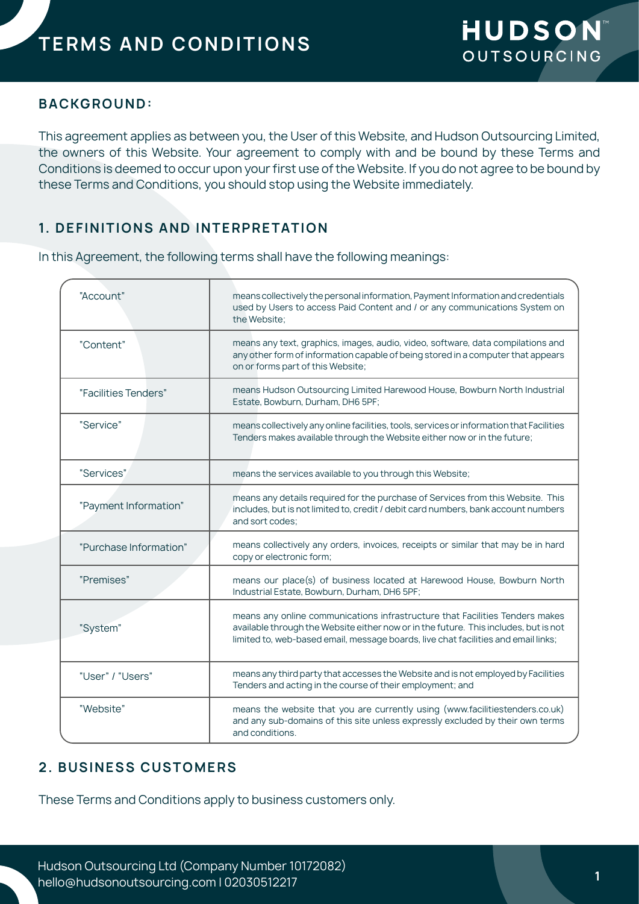# TERMS AND CONDITIONS

HUDSON OUTSOURCING

## BACKGROUND:

This agreement applies as between you, the User of this Website, and Hudson Outsourcing Limited, the owners of this Website. Your agreement to comply with and be bound by these Terms and Conditions is deemed to occur upon your first use of the Website. If you do not agree to be bound by these Terms and Conditions, you should stop using the Website immediately.

## 1. DEFINITIONS AND INTERPRETATION

In this Agreement, the following terms shall have the following meanings:

| Term | Meaning |
|---|---|
| "Account" | means collectively the personal information, Payment Information and credentials used by Users to access Paid Content and / or any communications System on the Website; |
| "Content" | means any text, graphics, images, audio, video, software, data compilations and any other form of information capable of being stored in a computer that appears on or forms part of this Website; |
| "Facilities Tenders" | means Hudson Outsourcing Limited Harewood House, Bowburn North Industrial Estate, Bowburn, Durham, DH6 5PF; |
| "Service" | means collectively any online facilities, tools, services or information that Facilities Tenders makes available through the Website either now or in the future; |
| "Services" | means the services available to you through this Website; |
| "Payment Information" | means any details required for the purchase of Services from this Website. This includes, but is not limited to, credit / debit card numbers, bank account numbers and sort codes; |
| "Purchase Information" | means collectively any orders, invoices, receipts or similar that may be in hard copy or electronic form; |
| "Premises" | means our place(s) of business located at Harewood House, Bowburn North Industrial Estate, Bowburn, Durham, DH6 5PF; |
| "System" | means any online communications infrastructure that Facilities Tenders makes available through the Website either now or in the future. This includes, but is not limited to, web-based email, message boards, live chat facilities and email links; |
| "User" / "Users" | means any third party that accesses the Website and is not employed by Facilities Tenders and acting in the course of their employment; and |
| "Website" | means the website that you are currently using (www.facilitiestenders.co.uk) and any sub-domains of this site unless expressly excluded by their own terms and conditions. |

## 2. BUSINESS CUSTOMERS

These Terms and Conditions apply to business customers only.

Hudson Outsourcing Ltd (Company Number 10172082)
hello@hudsonoutsourcing.com | 02030512217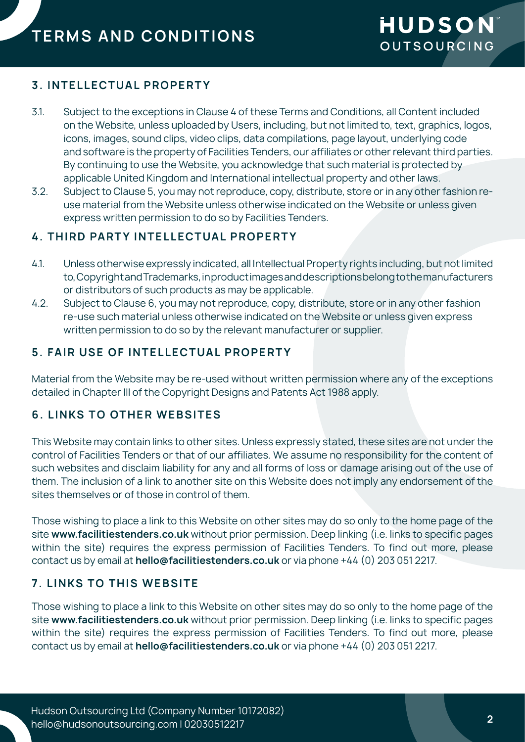## 3. INTELLECTUAL PROPERTY

3.1. Subject to the exceptions in Clause 4 of these Terms and Conditions, all Content included on the Website, unless uploaded by Users, including, but not limited to, text, graphics, logos, icons, images, sound clips, video clips, data compilations, page layout, underlying code and software is the property of Facilities Tenders, our affiliates or other relevant third parties. By continuing to use the Website, you acknowledge that such material is protected by applicable United Kingdom and International intellectual property and other laws.

3.2. Subject to Clause 5, you may not reproduce, copy, distribute, store or in any other fashion re-use material from the Website unless otherwise indicated on the Website or unless given express written permission to do so by Facilities Tenders.

## 4. THIRD PARTY INTELLECTUAL PROPERTY

4.1. Unless otherwise expressly indicated, all Intellectual Property rights including, but not limited to, Copyright and Trademarks, in product images and descriptions belong to the manufacturers or distributors of such products as may be applicable.

4.2. Subject to Clause 6, you may not reproduce, copy, distribute, store or in any other fashion re-use such material unless otherwise indicated on the Website or unless given express written permission to do so by the relevant manufacturer or supplier.

## 5. FAIR USE OF INTELLECTUAL PROPERTY

Material from the Website may be re-used without written permission where any of the exceptions detailed in Chapter III of the Copyright Designs and Patents Act 1988 apply.

## 6. LINKS TO OTHER WEBSITES

This Website may contain links to other sites. Unless expressly stated, these sites are not under the control of Facilities Tenders or that of our affiliates. We assume no responsibility for the content of such websites and disclaim liability for any and all forms of loss or damage arising out of the use of them. The inclusion of a link to another site on this Website does not imply any endorsement of the sites themselves or of those in control of them.

Those wishing to place a link to this Website on other sites may do so only to the home page of the site **www.facilitiestenders.co.uk** without prior permission. Deep linking (i.e. links to specific pages within the site) requires the express permission of Facilities Tenders. To find out more, please contact us by email at **hello@facilitiestenders.co.uk** or via phone +44 (0) 203 051 2217.

## 7. LINKS TO THIS WEBSITE

Those wishing to place a link to this Website on other sites may do so only to the home page of the site **www.facilitiestenders.co.uk** without prior permission. Deep linking (i.e. links to specific pages within the site) requires the express permission of Facilities Tenders. To find out more, please contact us by email at **hello@facilitiestenders.co.uk** or via phone +44 (0) 203 051 2217.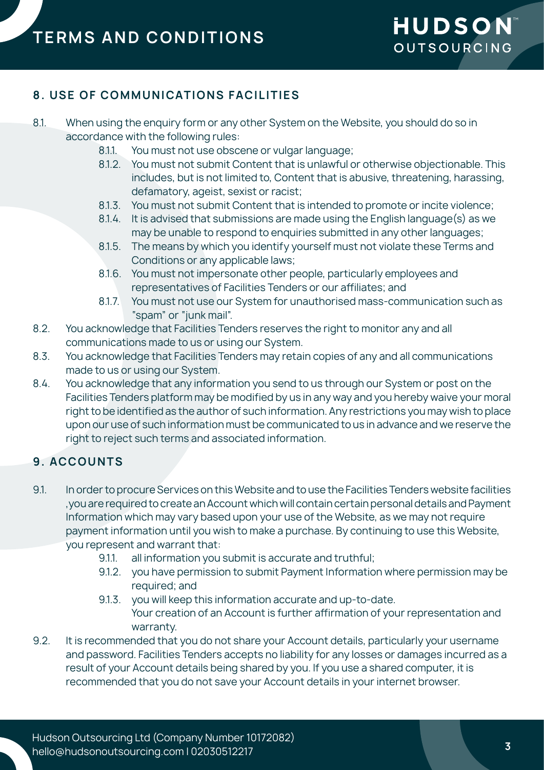## 8. USE OF COMMUNICATIONS FACILITIES

8.1. When using the enquiry form or any other System on the Website, you should do so in accordance with the following rules:

- 8.1.1. You must not use obscene or vulgar language;
- 8.1.2. You must not submit Content that is unlawful or otherwise objectionable. This includes, but is not limited to, Content that is abusive, threatening, harassing, defamatory, ageist, sexist or racist;
- 8.1.3. You must not submit Content that is intended to promote or incite violence;
- 8.1.4. It is advised that submissions are made using the English language(s) as we may be unable to respond to enquiries submitted in any other languages;
- 8.1.5. The means by which you identify yourself must not violate these Terms and Conditions or any applicable laws;
- 8.1.6. You must not impersonate other people, particularly employees and representatives of Facilities Tenders or our affiliates; and
- 8.1.7. You must not use our System for unauthorised mass-communication such as "spam" or "junk mail".

8.2. You acknowledge that Facilities Tenders reserves the right to monitor any and all communications made to us or using our System.

8.3. You acknowledge that Facilities Tenders may retain copies of any and all communications made to us or using our System.

8.4. You acknowledge that any information you send to us through our System or post on the Facilities Tenders platform may be modified by us in any way and you hereby waive your moral right to be identified as the author of such information. Any restrictions you may wish to place upon our use of such information must be communicated to us in advance and we reserve the right to reject such terms and associated information.

## 9. ACCOUNTS

9.1. In order to procure Services on this Website and to use the Facilities Tenders website facilities ,you are required to create an Account which will contain certain personal details and Payment Information which may vary based upon your use of the Website, as we may not require payment information until you wish to make a purchase. By continuing to use this Website, you represent and warrant that:

- 9.1.1. all information you submit is accurate and truthful;
- 9.1.2. you have permission to submit Payment Information where permission may be required; and
- 9.1.3. you will keep this information accurate and up-to-date.
  Your creation of an Account is further affirmation of your representation and warranty.

9.2. It is recommended that you do not share your Account details, particularly your username and password. Facilities Tenders accepts no liability for any losses or damages incurred as a result of your Account details being shared by you. If you use a shared computer, it is recommended that you do not save your Account details in your internet browser.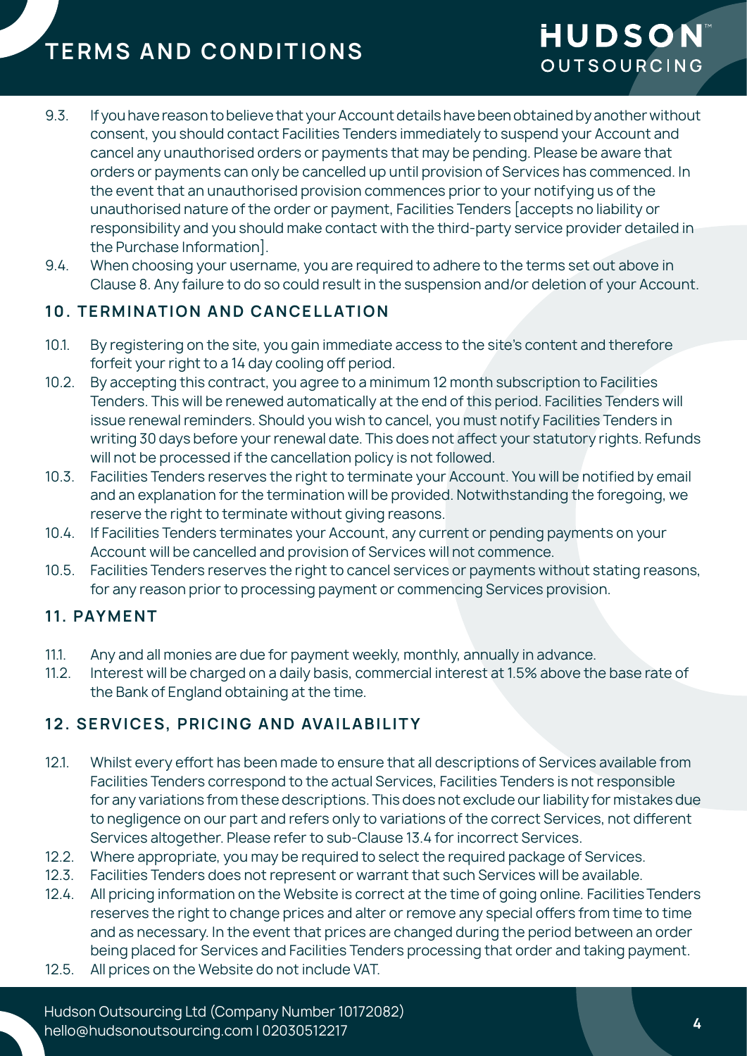9.3. If you have reason to believe that your Account details have been obtained by another without consent, you should contact Facilities Tenders immediately to suspend your Account and cancel any unauthorised orders or payments that may be pending. Please be aware that orders or payments can only be cancelled up until provision of Services has commenced. In the event that an unauthorised provision commences prior to your notifying us of the unauthorised nature of the order or payment, Facilities Tenders [accepts no liability or responsibility and you should make contact with the third-party service provider detailed in the Purchase Information].

9.4. When choosing your username, you are required to adhere to the terms set out above in Clause 8. Any failure to do so could result in the suspension and/or deletion of your Account.

## 10. TERMINATION AND CANCELLATION

10.1. By registering on the site, you gain immediate access to the site's content and therefore forfeit your right to a 14 day cooling off period.

10.2. By accepting this contract, you agree to a minimum 12 month subscription to Facilities Tenders. This will be renewed automatically at the end of this period. Facilities Tenders will issue renewal reminders. Should you wish to cancel, you must notify Facilities Tenders in writing 30 days before your renewal date. This does not affect your statutory rights. Refunds will not be processed if the cancellation policy is not followed.

10.3. Facilities Tenders reserves the right to terminate your Account. You will be notified by email and an explanation for the termination will be provided. Notwithstanding the foregoing, we reserve the right to terminate without giving reasons.

10.4. If Facilities Tenders terminates your Account, any current or pending payments on your Account will be cancelled and provision of Services will not commence.

10.5. Facilities Tenders reserves the right to cancel services or payments without stating reasons, for any reason prior to processing payment or commencing Services provision.

## 11. PAYMENT

11.1. Any and all monies are due for payment weekly, monthly, annually in advance.

11.2. Interest will be charged on a daily basis, commercial interest at 1.5% above the base rate of the Bank of England obtaining at the time.

## 12. SERVICES, PRICING AND AVAILABILITY

12.1. Whilst every effort has been made to ensure that all descriptions of Services available from Facilities Tenders correspond to the actual Services, Facilities Tenders is not responsible for any variations from these descriptions. This does not exclude our liability for mistakes due to negligence on our part and refers only to variations of the correct Services, not different Services altogether. Please refer to sub-Clause 13.4 for incorrect Services.

12.2. Where appropriate, you may be required to select the required package of Services.

12.3. Facilities Tenders does not represent or warrant that such Services will be available.

12.4. All pricing information on the Website is correct at the time of going online. Facilities Tenders reserves the right to change prices and alter or remove any special offers from time to time and as necessary. In the event that prices are changed during the period between an order being placed for Services and Facilities Tenders processing that order and taking payment.

12.5. All prices on the Website do not include VAT.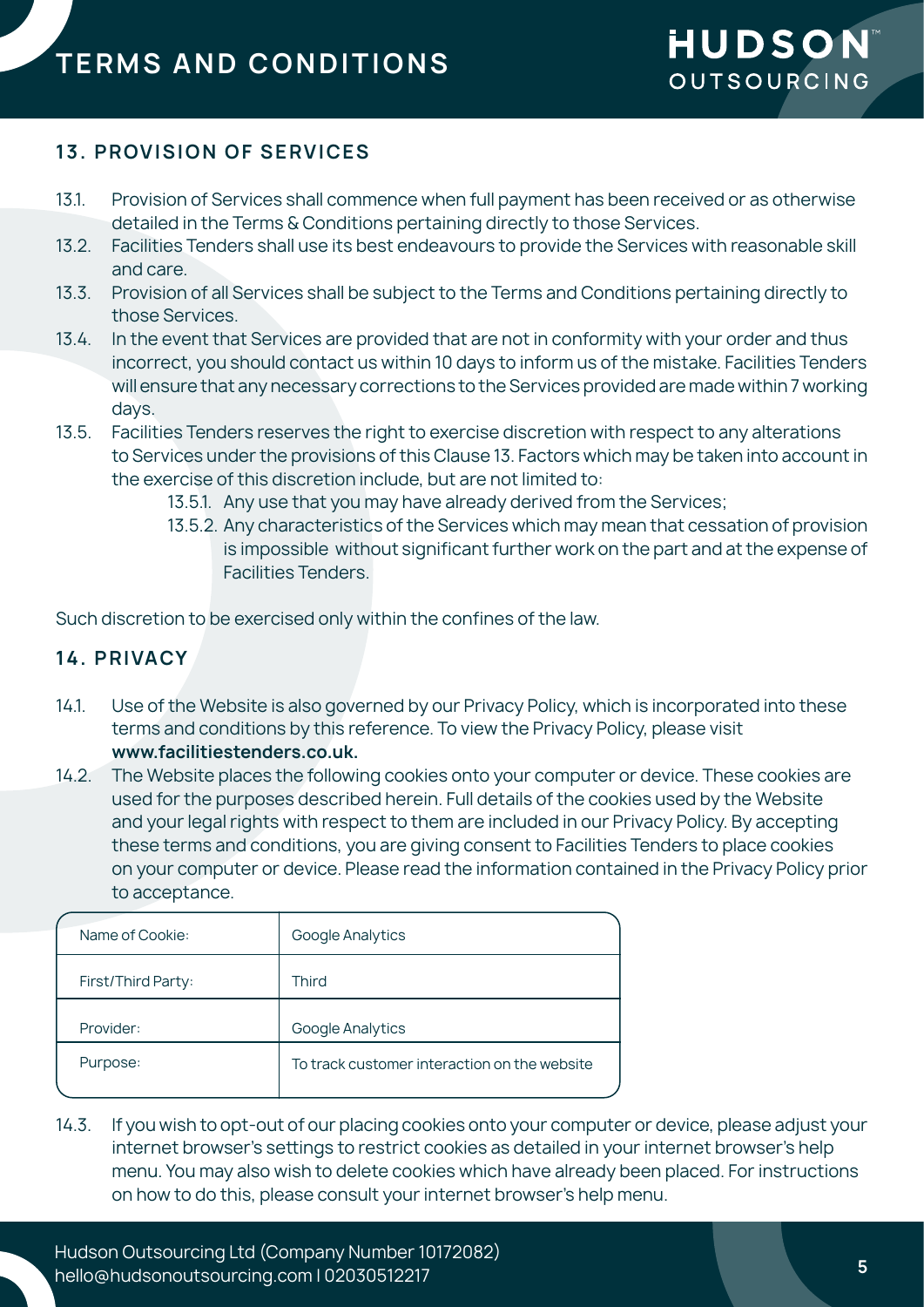## 13. PROVISION OF SERVICES

13.1. Provision of Services shall commence when full payment has been received or as otherwise detailed in the Terms & Conditions pertaining directly to those Services.

13.2. Facilities Tenders shall use its best endeavours to provide the Services with reasonable skill and care.

13.3. Provision of all Services shall be subject to the Terms and Conditions pertaining directly to those Services.

13.4. In the event that Services are provided that are not in conformity with your order and thus incorrect, you should contact us within 10 days to inform us of the mistake. Facilities Tenders will ensure that any necessary corrections to the Services provided are made within 7 working days.

13.5. Facilities Tenders reserves the right to exercise discretion with respect to any alterations to Services under the provisions of this Clause 13. Factors which may be taken into account in the exercise of this discretion include, but are not limited to:

- 13.5.1. Any use that you may have already derived from the Services;
- 13.5.2. Any characteristics of the Services which may mean that cessation of provision is impossible without significant further work on the part and at the expense of Facilities Tenders.

Such discretion to be exercised only within the confines of the law.

## 14. PRIVACY

14.1. Use of the Website is also governed by our Privacy Policy, which is incorporated into these terms and conditions by this reference. To view the Privacy Policy, please visit **www.facilitiestenders.co.uk.**

14.2. The Website places the following cookies onto your computer or device. These cookies are used for the purposes described herein. Full details of the cookies used by the Website and your legal rights with respect to them are included in our Privacy Policy. By accepting these terms and conditions, you are giving consent to Facilities Tenders to place cookies on your computer or device. Please read the information contained in the Privacy Policy prior to acceptance.

| Name of Cookie: | Google Analytics |
|---|---|
| First/Third Party: | Third |
| Provider: | Google Analytics |
| Purpose: | To track customer interaction on the website |

14.3. If you wish to opt-out of our placing cookies onto your computer or device, please adjust your internet browser's settings to restrict cookies as detailed in your internet browser's help menu. You may also wish to delete cookies which have already been placed. For instructions on how to do this, please consult your internet browser's help menu.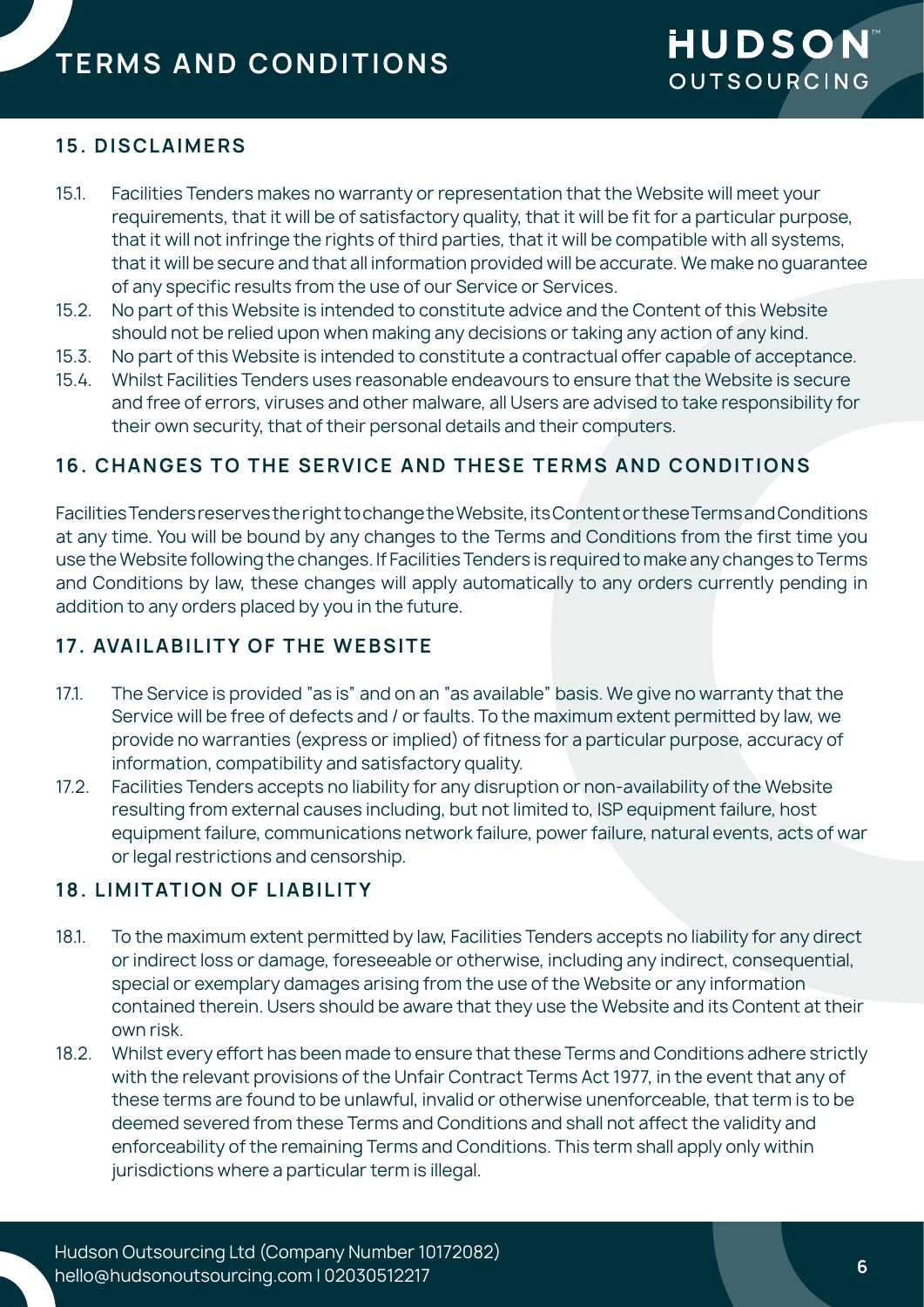## 15. DISCLAIMERS

15.1. Facilities Tenders makes no warranty or representation that the Website will meet your requirements, that it will be of satisfactory quality, that it will be fit for a particular purpose, that it will not infringe the rights of third parties, that it will be compatible with all systems, that it will be secure and that all information provided will be accurate. We make no guarantee of any specific results from the use of our Service or Services.

15.2. No part of this Website is intended to constitute advice and the Content of this Website should not be relied upon when making any decisions or taking any action of any kind.

15.3. No part of this Website is intended to constitute a contractual offer capable of acceptance.

15.4. Whilst Facilities Tenders uses reasonable endeavours to ensure that the Website is secure and free of errors, viruses and other malware, all Users are advised to take responsibility for their own security, that of their personal details and their computers.

## 16. CHANGES TO THE SERVICE AND THESE TERMS AND CONDITIONS

Facilities Tenders reserves the right to change the Website, its Content or these Terms and Conditions at any time. You will be bound by any changes to the Terms and Conditions from the first time you use the Website following the changes. If Facilities Tenders is required to make any changes to Terms and Conditions by law, these changes will apply automatically to any orders currently pending in addition to any orders placed by you in the future.

## 17. AVAILABILITY OF THE WEBSITE

17.1. The Service is provided "as is" and on an "as available" basis. We give no warranty that the Service will be free of defects and / or faults. To the maximum extent permitted by law, we provide no warranties (express or implied) of fitness for a particular purpose, accuracy of information, compatibility and satisfactory quality.

17.2. Facilities Tenders accepts no liability for any disruption or non-availability of the Website resulting from external causes including, but not limited to, ISP equipment failure, host equipment failure, communications network failure, power failure, natural events, acts of war or legal restrictions and censorship.

## 18. LIMITATION OF LIABILITY

18.1. To the maximum extent permitted by law, Facilities Tenders accepts no liability for any direct or indirect loss or damage, foreseeable or otherwise, including any indirect, consequential, special or exemplary damages arising from the use of the Website or any information contained therein. Users should be aware that they use the Website and its Content at their own risk.

18.2. Whilst every effort has been made to ensure that these Terms and Conditions adhere strictly with the relevant provisions of the Unfair Contract Terms Act 1977, in the event that any of these terms are found to be unlawful, invalid or otherwise unenforceable, that term is to be deemed severed from these Terms and Conditions and shall not affect the validity and enforceability of the remaining Terms and Conditions. This term shall apply only within jurisdictions where a particular term is illegal.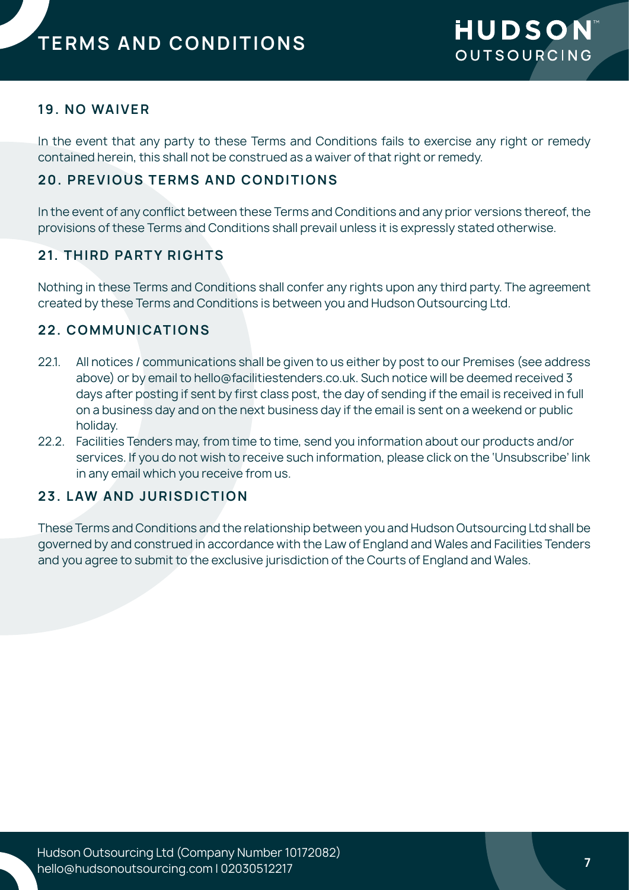## 19. NO WAIVER

In the event that any party to these Terms and Conditions fails to exercise any right or remedy contained herein, this shall not be construed as a waiver of that right or remedy.

## 20. PREVIOUS TERMS AND CONDITIONS

In the event of any conflict between these Terms and Conditions and any prior versions thereof, the provisions of these Terms and Conditions shall prevail unless it is expressly stated otherwise.

## 21. THIRD PARTY RIGHTS

Nothing in these Terms and Conditions shall confer any rights upon any third party. The agreement created by these Terms and Conditions is between you and Hudson Outsourcing Ltd.

## 22. COMMUNICATIONS

22.1. All notices / communications shall be given to us either by post to our Premises (see address above) or by email to hello@facilitiestenders.co.uk. Such notice will be deemed received 3 days after posting if sent by first class post, the day of sending if the email is received in full on a business day and on the next business day if the email is sent on a weekend or public holiday.

22.2. Facilities Tenders may, from time to time, send you information about our products and/or services. If you do not wish to receive such information, please click on the 'Unsubscribe' link in any email which you receive from us.

## 23. LAW AND JURISDICTION

These Terms and Conditions and the relationship between you and Hudson Outsourcing Ltd shall be governed by and construed in accordance with the Law of England and Wales and Facilities Tenders and you agree to submit to the exclusive jurisdiction of the Courts of England and Wales.